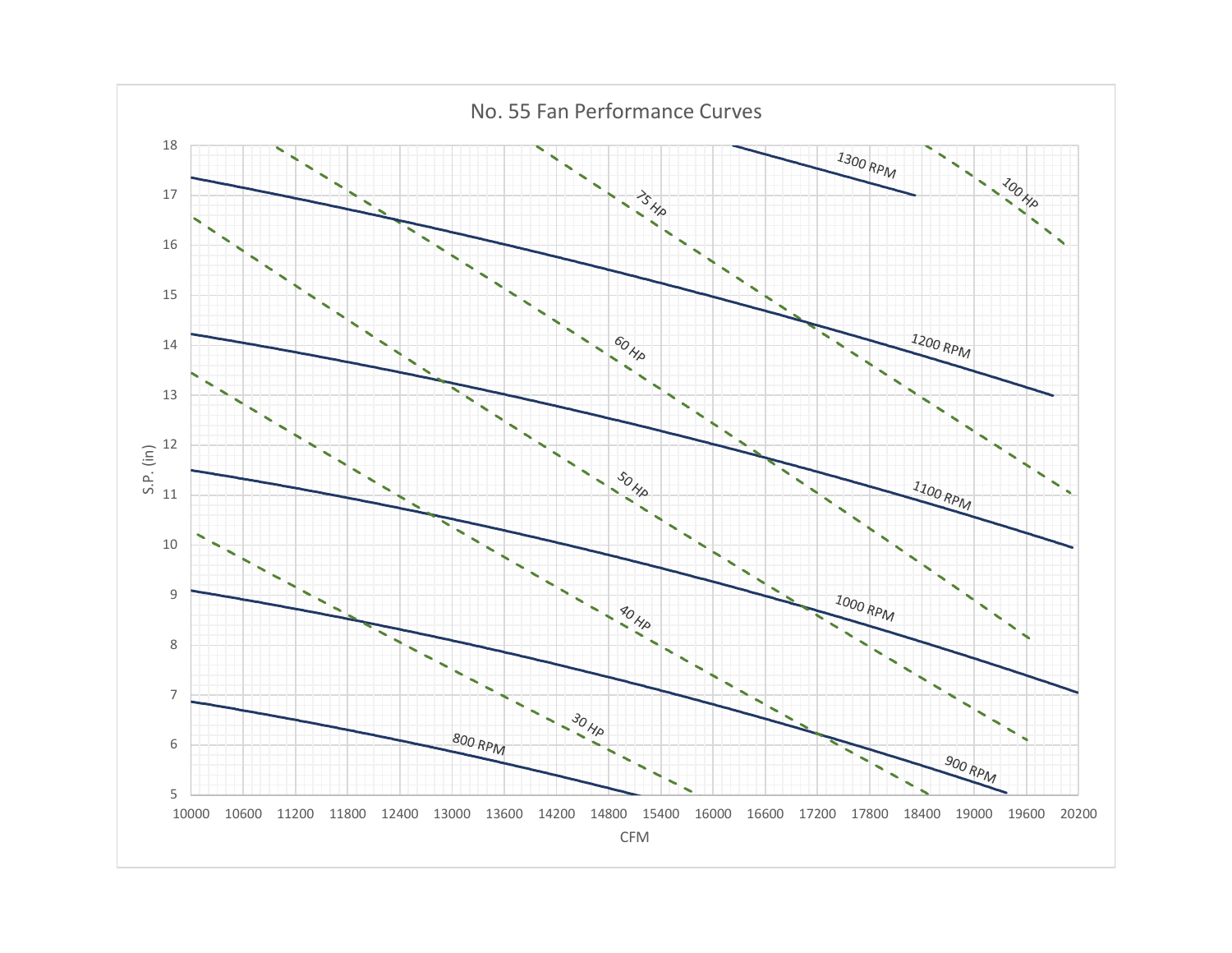# No. 55 Fan Performance Curves

S.P. (in)

18
17
16
15
14
13
12
11
10
9
8
7
6
5

10000 10600 11200 11800 12400 13000 13600 14200 14800 15400 16000 16600 17200 17800 18400 19000 19600 20200

CFM

1300 RPM
1200 RPM
1100 RPM
1000 RPM
900 RPM
800 RPM

100 HP
75 HP
60 HP
50 HP
40 HP
30 HP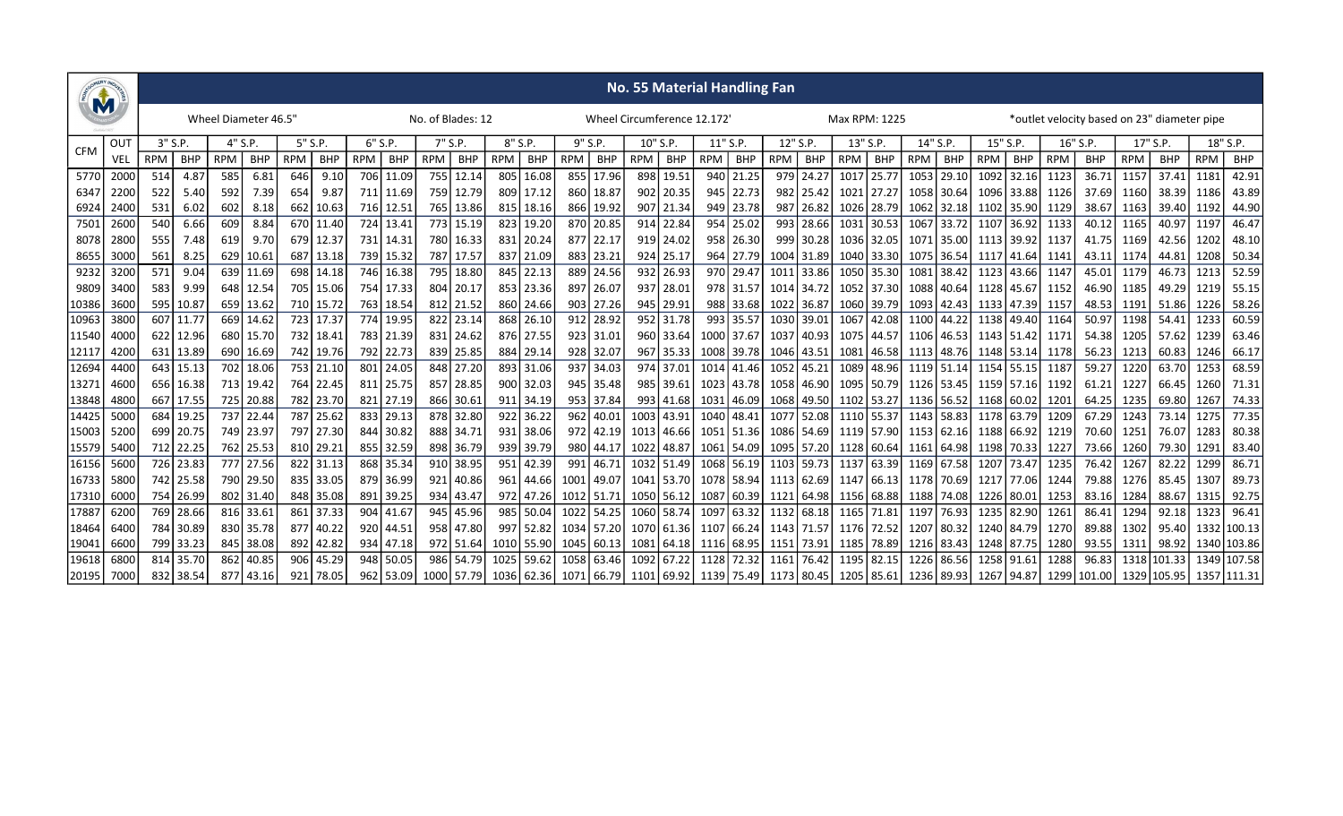# No. 55 Material Handling Fan

Wheel Diameter 46.5" | No. of Blades: 12 | Wheel Circumference 12.172' | Max RPM: 1225 | *outlet velocity based on 23" diameter pipe

| CFM | OUT VEL | 3" S.P. RPM | 3" S.P. BHP | 4" S.P. RPM | 4" S.P. BHP | 5" S.P. RPM | 5" S.P. BHP | 6" S.P. RPM | 6" S.P. BHP | 7" S.P. RPM | 7" S.P. BHP | 8" S.P. RPM | 8" S.P. BHP | 9" S.P. RPM | 9" S.P. BHP | 10" S.P. RPM | 10" S.P. BHP | 11" S.P. RPM | 11" S.P. BHP | 12" S.P. RPM | 12" S.P. BHP | 13" S.P. RPM | 13" S.P. BHP | 14" S.P. RPM | 14" S.P. BHP | 15" S.P. RPM | 15" S.P. BHP | 16" S.P. RPM | 16" S.P. BHP | 17" S.P. RPM | 17" S.P. BHP | 18" S.P. RPM | 18" S.P. BHP |
|---|---|---|---|---|---|---|---|---|---|---|---|---|---|---|---|---|---|---|---|---|---|---|---|---|---|---|---|---|---|---|---|---|---|
| 5770 | 2000 | 514 | 4.87 | 585 | 6.81 | 646 | 9.10 | 706 | 11.09 | 755 | 12.14 | 805 | 16.08 | 855 | 17.96 | 898 | 19.51 | 940 | 21.25 | 979 | 24.27 | 1017 | 25.77 | 1053 | 29.10 | 1092 | 32.16 | 1123 | 36.71 | 1157 | 37.41 | 1181 | 42.91 |
| 6347 | 2200 | 522 | 5.40 | 592 | 7.39 | 654 | 9.87 | 711 | 11.69 | 759 | 12.79 | 809 | 17.12 | 860 | 18.87 | 902 | 20.35 | 945 | 22.73 | 982 | 25.42 | 1021 | 27.27 | 1058 | 30.64 | 1096 | 33.88 | 1126 | 37.69 | 1160 | 38.39 | 1186 | 43.89 |
| 6924 | 2400 | 531 | 6.02 | 602 | 8.18 | 662 | 10.63 | 716 | 12.51 | 765 | 13.86 | 815 | 18.16 | 866 | 19.92 | 907 | 21.34 | 949 | 23.78 | 987 | 26.82 | 1026 | 28.79 | 1062 | 32.18 | 1102 | 35.90 | 1129 | 38.67 | 1163 | 39.40 | 1192 | 44.90 |
| 7501 | 2600 | 540 | 6.66 | 609 | 8.84 | 670 | 11.40 | 724 | 13.41 | 773 | 15.19 | 823 | 19.20 | 870 | 20.85 | 914 | 22.84 | 954 | 25.02 | 993 | 28.66 | 1031 | 30.53 | 1067 | 33.72 | 1107 | 36.92 | 1133 | 40.12 | 1165 | 40.97 | 1197 | 46.47 |
| 8078 | 2800 | 555 | 7.48 | 619 | 9.70 | 679 | 12.37 | 731 | 14.31 | 780 | 16.33 | 831 | 20.24 | 877 | 22.17 | 919 | 24.02 | 958 | 26.30 | 999 | 30.28 | 1036 | 32.05 | 1071 | 35.00 | 1113 | 39.92 | 1137 | 41.75 | 1169 | 42.56 | 1202 | 48.10 |
| 8655 | 3000 | 561 | 8.25 | 629 | 10.61 | 687 | 13.18 | 739 | 15.32 | 787 | 17.57 | 837 | 21.09 | 883 | 23.21 | 924 | 25.17 | 964 | 27.79 | 1004 | 31.89 | 1040 | 33.30 | 1075 | 36.54 | 1117 | 41.64 | 1141 | 43.11 | 1174 | 44.81 | 1208 | 50.34 |
| 9232 | 3200 | 571 | 9.04 | 639 | 11.69 | 698 | 14.18 | 746 | 16.38 | 795 | 18.80 | 845 | 22.13 | 889 | 24.56 | 932 | 26.93 | 970 | 29.47 | 1011 | 33.86 | 1050 | 35.30 | 1081 | 38.42 | 1123 | 43.66 | 1147 | 45.01 | 1179 | 46.73 | 1213 | 52.59 |
| 9809 | 3400 | 583 | 9.99 | 648 | 12.54 | 705 | 15.06 | 754 | 17.33 | 804 | 20.17 | 853 | 23.36 | 897 | 26.07 | 937 | 28.01 | 978 | 31.57 | 1014 | 34.72 | 1052 | 37.30 | 1088 | 40.64 | 1128 | 45.67 | 1152 | 46.90 | 1185 | 49.29 | 1219 | 55.15 |
| 10386 | 3600 | 595 | 10.87 | 659 | 13.62 | 710 | 15.72 | 763 | 18.54 | 812 | 21.52 | 860 | 24.66 | 903 | 27.26 | 945 | 29.91 | 988 | 33.68 | 1022 | 36.87 | 1060 | 39.79 | 1093 | 42.43 | 1133 | 47.39 | 1157 | 48.53 | 1191 | 51.86 | 1226 | 58.26 |
| 10963 | 3800 | 607 | 11.77 | 669 | 14.62 | 723 | 17.37 | 774 | 19.95 | 822 | 23.14 | 868 | 26.10 | 912 | 28.92 | 952 | 31.78 | 993 | 35.57 | 1030 | 39.01 | 1067 | 42.08 | 1100 | 44.22 | 1138 | 49.40 | 1164 | 50.97 | 1198 | 54.41 | 1233 | 60.59 |
| 11540 | 4000 | 622 | 12.96 | 680 | 15.70 | 732 | 18.41 | 783 | 21.39 | 831 | 24.62 | 876 | 27.55 | 923 | 31.01 | 960 | 33.64 | 1000 | 37.67 | 1037 | 40.93 | 1075 | 44.57 | 1106 | 46.53 | 1143 | 51.42 | 1171 | 54.38 | 1205 | 57.62 | 1239 | 63.46 |
| 12117 | 4200 | 631 | 13.89 | 690 | 16.69 | 742 | 19.76 | 792 | 22.73 | 839 | 25.85 | 884 | 29.14 | 928 | 32.07 | 967 | 35.33 | 1008 | 39.78 | 1046 | 43.51 | 1081 | 46.58 | 1113 | 48.76 | 1148 | 53.14 | 1178 | 56.23 | 1213 | 60.83 | 1246 | 66.17 |
| 12694 | 4400 | 643 | 15.13 | 702 | 18.06 | 753 | 21.10 | 801 | 24.05 | 848 | 27.20 | 893 | 31.06 | 937 | 34.03 | 974 | 37.01 | 1014 | 41.46 | 1052 | 45.21 | 1089 | 48.96 | 1119 | 51.14 | 1154 | 55.15 | 1187 | 59.27 | 1220 | 63.70 | 1253 | 68.59 |
| 13271 | 4600 | 656 | 16.38 | 713 | 19.42 | 764 | 22.45 | 811 | 25.75 | 857 | 28.85 | 900 | 32.03 | 945 | 35.48 | 985 | 39.61 | 1023 | 43.78 | 1058 | 46.90 | 1095 | 50.79 | 1126 | 53.45 | 1159 | 57.16 | 1192 | 61.21 | 1227 | 66.45 | 1260 | 71.31 |
| 13848 | 4800 | 667 | 17.55 | 725 | 20.88 | 782 | 23.70 | 821 | 27.19 | 866 | 30.61 | 911 | 34.19 | 953 | 37.84 | 993 | 41.68 | 1031 | 46.09 | 1068 | 49.50 | 1102 | 53.27 | 1136 | 56.52 | 1168 | 60.02 | 1201 | 64.25 | 1235 | 69.80 | 1267 | 74.33 |
| 14425 | 5000 | 684 | 19.25 | 737 | 22.44 | 787 | 25.62 | 833 | 29.13 | 878 | 32.80 | 922 | 36.22 | 962 | 40.01 | 1003 | 43.91 | 1040 | 48.41 | 1077 | 52.08 | 1110 | 55.37 | 1143 | 58.83 | 1178 | 63.79 | 1209 | 67.29 | 1243 | 73.14 | 1275 | 77.35 |
| 15003 | 5200 | 699 | 20.75 | 749 | 23.97 | 797 | 27.30 | 844 | 30.82 | 888 | 34.71 | 931 | 38.06 | 972 | 42.19 | 1013 | 46.66 | 1051 | 51.36 | 1086 | 54.69 | 1119 | 57.90 | 1153 | 62.16 | 1188 | 66.92 | 1219 | 70.60 | 1251 | 76.07 | 1283 | 80.38 |
| 15579 | 5400 | 712 | 22.25 | 762 | 25.53 | 810 | 29.21 | 855 | 32.59 | 898 | 36.79 | 939 | 39.79 | 980 | 44.17 | 1022 | 48.87 | 1061 | 54.09 | 1095 | 57.20 | 1128 | 60.64 | 1161 | 64.98 | 1198 | 70.33 | 1227 | 73.66 | 1260 | 79.30 | 1291 | 83.40 |
| 16156 | 5600 | 726 | 23.83 | 777 | 27.56 | 822 | 31.13 | 868 | 35.34 | 910 | 38.95 | 951 | 42.39 | 991 | 46.71 | 1032 | 51.49 | 1068 | 56.19 | 1103 | 59.73 | 1137 | 63.39 | 1169 | 67.58 | 1207 | 73.47 | 1235 | 76.42 | 1267 | 82.22 | 1299 | 86.71 |
| 16733 | 5800 | 742 | 25.58 | 790 | 29.50 | 835 | 33.05 | 879 | 36.99 | 921 | 40.86 | 961 | 44.66 | 1001 | 49.07 | 1041 | 53.70 | 1078 | 58.94 | 1113 | 62.69 | 1147 | 66.13 | 1178 | 70.69 | 1217 | 77.06 | 1244 | 79.88 | 1276 | 85.45 | 1307 | 89.73 |
| 17310 | 6000 | 754 | 26.99 | 802 | 31.40 | 848 | 35.08 | 891 | 39.25 | 934 | 43.47 | 972 | 47.26 | 1012 | 51.71 | 1050 | 56.12 | 1087 | 60.39 | 1121 | 64.98 | 1156 | 68.88 | 1188 | 74.08 | 1226 | 80.01 | 1253 | 83.16 | 1284 | 88.67 | 1315 | 92.75 |
| 17887 | 6200 | 769 | 28.66 | 816 | 33.61 | 861 | 37.33 | 904 | 41.67 | 945 | 45.96 | 985 | 50.04 | 1022 | 54.25 | 1060 | 58.74 | 1097 | 63.32 | 1132 | 68.18 | 1165 | 71.81 | 1197 | 76.93 | 1235 | 82.90 | 1261 | 86.41 | 1294 | 92.18 | 1323 | 96.41 |
| 18464 | 6400 | 784 | 30.89 | 830 | 35.78 | 877 | 40.22 | 920 | 44.51 | 958 | 47.80 | 997 | 52.82 | 1034 | 57.20 | 1070 | 61.36 | 1107 | 66.24 | 1143 | 71.57 | 1176 | 72.52 | 1207 | 80.32 | 1240 | 84.79 | 1270 | 89.88 | 1302 | 95.40 | 1332 | 100.13 |
| 19041 | 6600 | 799 | 33.23 | 845 | 38.08 | 892 | 42.82 | 934 | 47.18 | 972 | 51.64 | 1010 | 55.90 | 1045 | 60.13 | 1081 | 64.18 | 1116 | 68.95 | 1151 | 73.91 | 1185 | 78.89 | 1216 | 83.43 | 1248 | 87.75 | 1280 | 93.55 | 1311 | 98.92 | 1340 | 103.86 |
| 19618 | 6800 | 814 | 35.70 | 862 | 40.85 | 906 | 45.29 | 948 | 50.05 | 986 | 54.79 | 1025 | 59.62 | 1058 | 63.46 | 1092 | 67.22 | 1128 | 72.32 | 1161 | 76.42 | 1195 | 82.15 | 1226 | 86.56 | 1258 | 91.61 | 1288 | 96.83 | 1318 | 101.33 | 1349 | 107.58 |
| 20195 | 7000 | 832 | 38.54 | 877 | 43.16 | 921 | 78.05 | 962 | 53.09 | 1000 | 57.79 | 1036 | 62.36 | 1071 | 66.79 | 1101 | 69.92 | 1139 | 75.49 | 1173 | 80.45 | 1205 | 85.61 | 1236 | 89.93 | 1267 | 94.87 | 1299 | 101.00 | 1329 | 105.95 | 1357 | 111.31 |